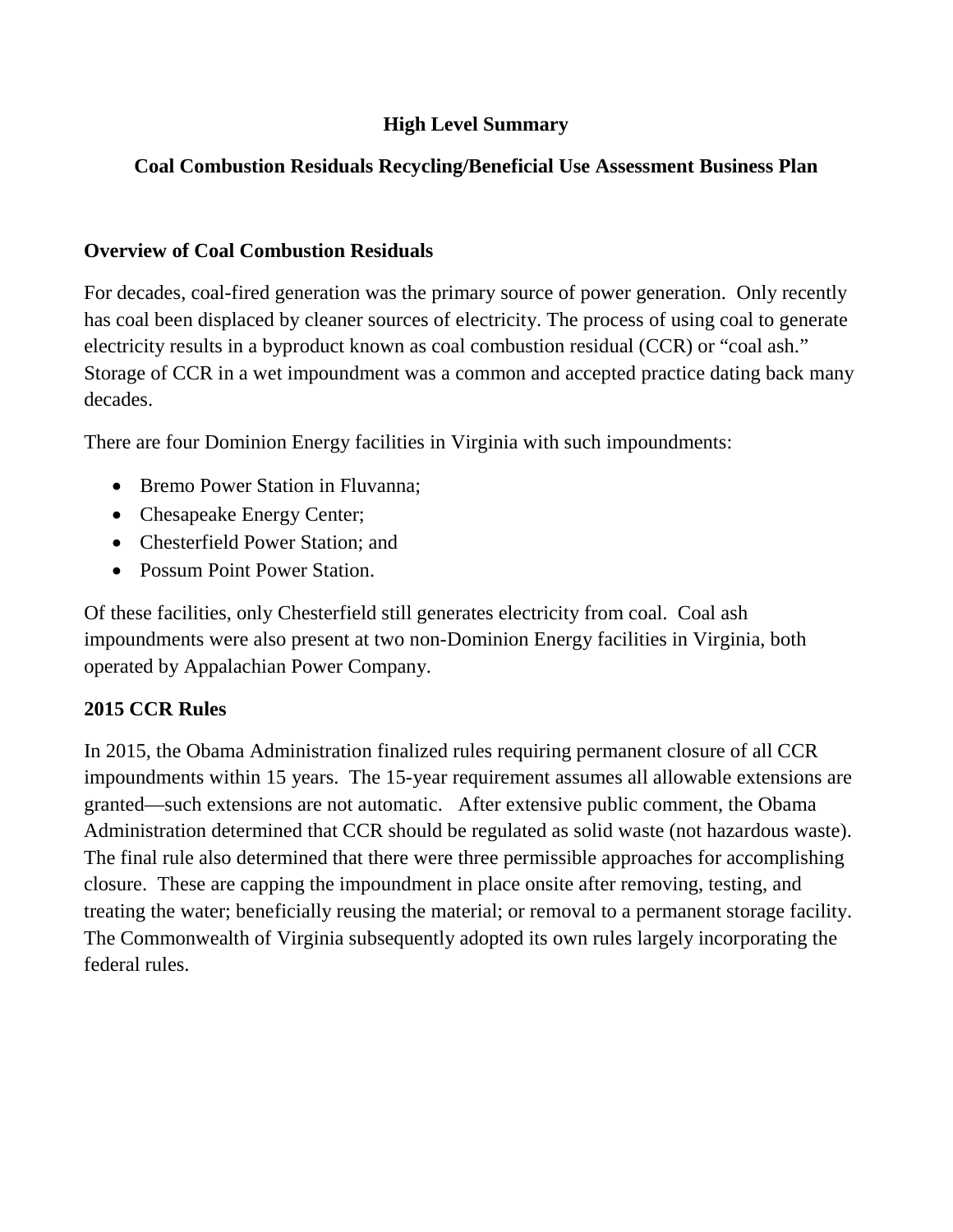# High Level Summary

## Coal Combustion Residuals Recycling/Beneficial Use Assessment Business Plan

### Overview of Coal Combustion Residuals

For decades, coal-fired generation was the primary source of power generation. Only recently has coal been displaced by cleaner sources of electricity. The process of using coal to generate electricity results in a byproduct known as coal combustion residual (CCR) or "coal ash." Storage of CCR in a wet impoundment was a common and accepted practice dating back many decades.

There are four Dominion Energy facilities in Virginia with such impoundments:

- Bremo Power Station in Fluvanna;
- Chesapeake Energy Center;
- Chesterfield Power Station; and
- Possum Point Power Station.

Of these facilities, only Chesterfield still generates electricity from coal. Coal ash impoundments were also present at two non-Dominion Energy facilities in Virginia, both operated by Appalachian Power Company.

### 2015 CCR Rules

In 2015, the Obama Administration finalized rules requiring permanent closure of all CCR impoundments within 15 years. The 15-year requirement assumes all allowable extensions are granted—such extensions are not automatic. After extensive public comment, the Obama Administration determined that CCR should be regulated as solid waste (not hazardous waste). The final rule also determined that there were three permissible approaches for accomplishing closure. These are capping the impoundment in place onsite after removing, testing, and treating the water; beneficially reusing the material; or removal to a permanent storage facility. The Commonwealth of Virginia subsequently adopted its own rules largely incorporating the federal rules.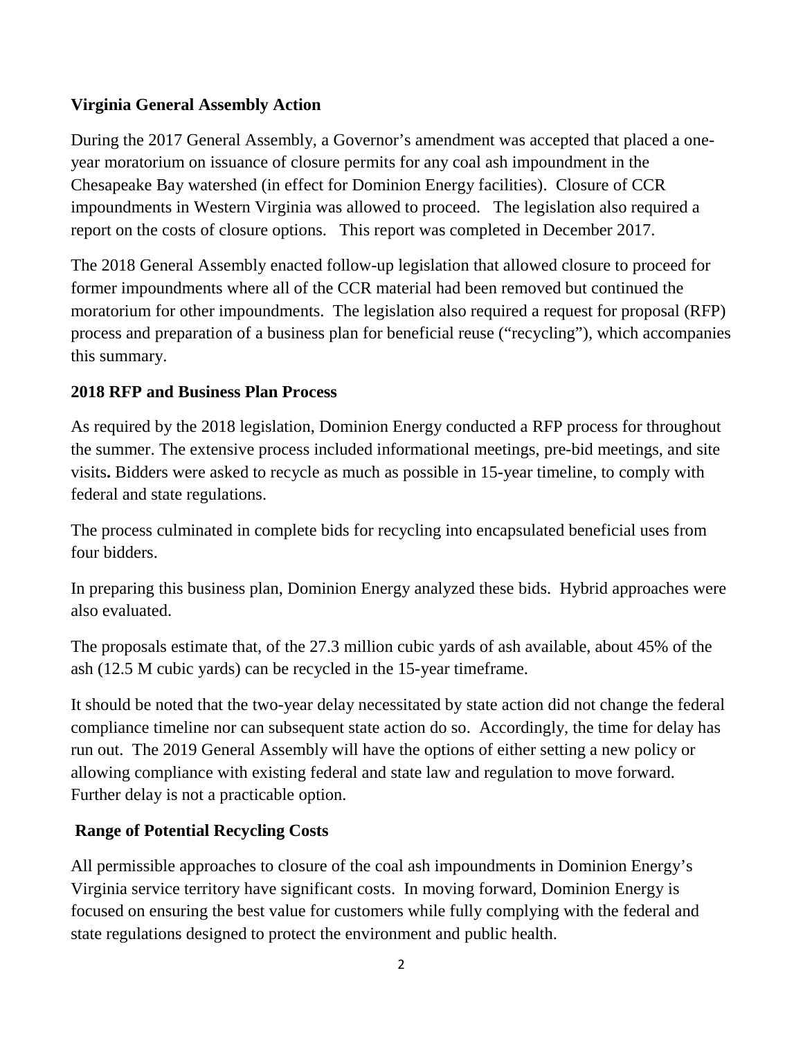**Virginia General Assembly Action**

During the 2017 General Assembly, a Governor's amendment was accepted that placed a one-year moratorium on issuance of closure permits for any coal ash impoundment in the Chesapeake Bay watershed (in effect for Dominion Energy facilities). Closure of CCR impoundments in Western Virginia was allowed to proceed. The legislation also required a report on the costs of closure options. This report was completed in December 2017.

The 2018 General Assembly enacted follow-up legislation that allowed closure to proceed for former impoundments where all of the CCR material had been removed but continued the moratorium for other impoundments. The legislation also required a request for proposal (RFP) process and preparation of a business plan for beneficial reuse ("recycling"), which accompanies this summary.

**2018 RFP and Business Plan Process**

As required by the 2018 legislation, Dominion Energy conducted a RFP process for throughout the summer. The extensive process included informational meetings, pre-bid meetings, and site visits**.** Bidders were asked to recycle as much as possible in 15-year timeline, to comply with federal and state regulations.

The process culminated in complete bids for recycling into encapsulated beneficial uses from four bidders.

In preparing this business plan, Dominion Energy analyzed these bids. Hybrid approaches were also evaluated.

The proposals estimate that, of the 27.3 million cubic yards of ash available, about 45% of the ash (12.5 M cubic yards) can be recycled in the 15-year timeframe.

It should be noted that the two-year delay necessitated by state action did not change the federal compliance timeline nor can subsequent state action do so. Accordingly, the time for delay has run out. The 2019 General Assembly will have the options of either setting a new policy or allowing compliance with existing federal and state law and regulation to move forward. Further delay is not a practicable option.

**Range of Potential Recycling Costs**

All permissible approaches to closure of the coal ash impoundments in Dominion Energy's Virginia service territory have significant costs. In moving forward, Dominion Energy is focused on ensuring the best value for customers while fully complying with the federal and state regulations designed to protect the environment and public health.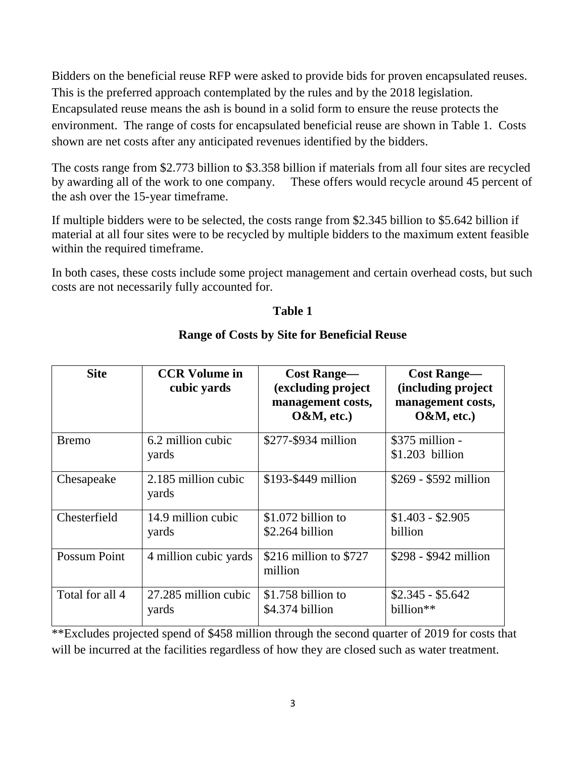Bidders on the beneficial reuse RFP were asked to provide bids for proven encapsulated reuses. This is the preferred approach contemplated by the rules and by the 2018 legislation. Encapsulated reuse means the ash is bound in a solid form to ensure the reuse protects the environment. The range of costs for encapsulated beneficial reuse are shown in Table 1. Costs shown are net costs after any anticipated revenues identified by the bidders.

The costs range from $2.773 billion to $3.358 billion if materials from all four sites are recycled by awarding all of the work to one company. These offers would recycle around 45 percent of the ash over the 15-year timeframe.

If multiple bidders were to be selected, the costs range from $2.345 billion to $5.642 billion if material at all four sites were to be recycled by multiple bidders to the maximum extent feasible within the required timeframe.

In both cases, these costs include some project management and certain overhead costs, but such costs are not necessarily fully accounted for.

**Table 1**

**Range of Costs by Site for Beneficial Reuse**

| Site | CCR Volume in cubic yards | Cost Range—(excluding project management costs, O&M, etc.) | Cost Range—(including project management costs, O&M, etc.) |
|---|---|---|---|
| Bremo | 6.2 million cubic yards | $277-$934 million | $375 million - $1.203 billion |
| Chesapeake | 2.185 million cubic yards | $193-$449 million | $269 - $592 million |
| Chesterfield | 14.9 million cubic yards | $1.072 billion to $2.264 billion | $1.403 - $2.905 billion |
| Possum Point | 4 million cubic yards | $216 million to $727 million | $298 - $942 million |
| Total for all 4 | 27.285 million cubic yards | $1.758 billion to $4.374 billion | $2.345 - $5.642 billion** |

**Excludes projected spend of $458 million through the second quarter of 2019 for costs that will be incurred at the facilities regardless of how they are closed such as water treatment.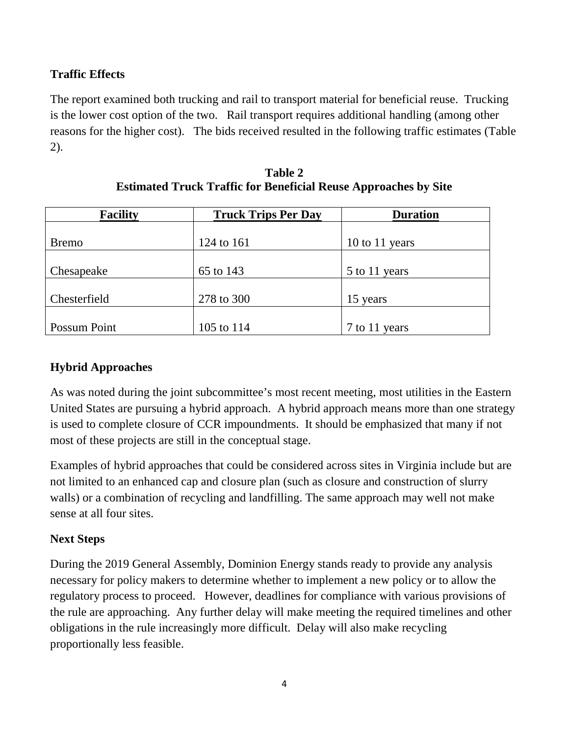## Traffic Effects

The report examined both trucking and rail to transport material for beneficial reuse. Trucking is the lower cost option of the two. Rail transport requires additional handling (among other reasons for the higher cost). The bids received resulted in the following traffic estimates (Table 2).

**Table 2**
**Estimated Truck Traffic for Beneficial Reuse Approaches by Site**

| Facility | Truck Trips Per Day | Duration |
|---|---|---|
| Bremo | 124 to 161 | 10 to 11 years |
| Chesapeake | 65 to 143 | 5 to 11 years |
| Chesterfield | 278 to 300 | 15 years |
| Possum Point | 105 to 114 | 7 to 11 years |

## Hybrid Approaches

As was noted during the joint subcommittee's most recent meeting, most utilities in the Eastern United States are pursuing a hybrid approach. A hybrid approach means more than one strategy is used to complete closure of CCR impoundments. It should be emphasized that many if not most of these projects are still in the conceptual stage.

Examples of hybrid approaches that could be considered across sites in Virginia include but are not limited to an enhanced cap and closure plan (such as closure and construction of slurry walls) or a combination of recycling and landfilling. The same approach may well not make sense at all four sites.

## Next Steps

During the 2019 General Assembly, Dominion Energy stands ready to provide any analysis necessary for policy makers to determine whether to implement a new policy or to allow the regulatory process to proceed. However, deadlines for compliance with various provisions of the rule are approaching. Any further delay will make meeting the required timelines and other obligations in the rule increasingly more difficult. Delay will also make recycling proportionally less feasible.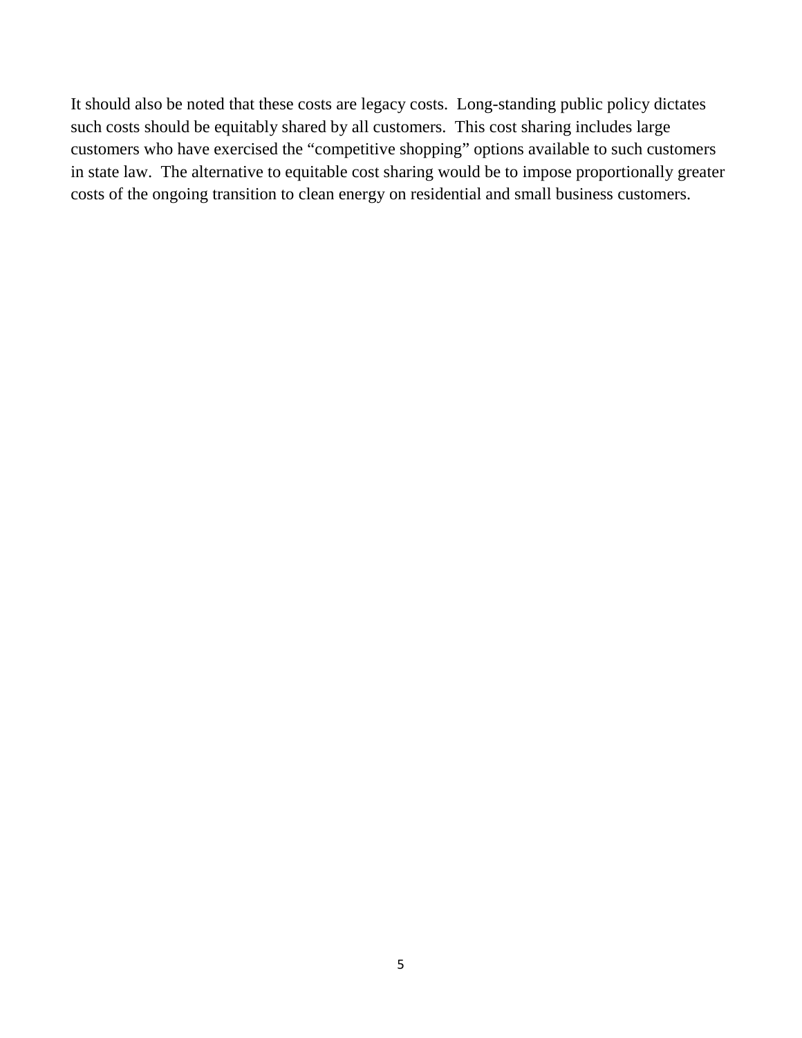It should also be noted that these costs are legacy costs. Long-standing public policy dictates such costs should be equitably shared by all customers. This cost sharing includes large customers who have exercised the "competitive shopping" options available to such customers in state law. The alternative to equitable cost sharing would be to impose proportionally greater costs of the ongoing transition to clean energy on residential and small business customers.